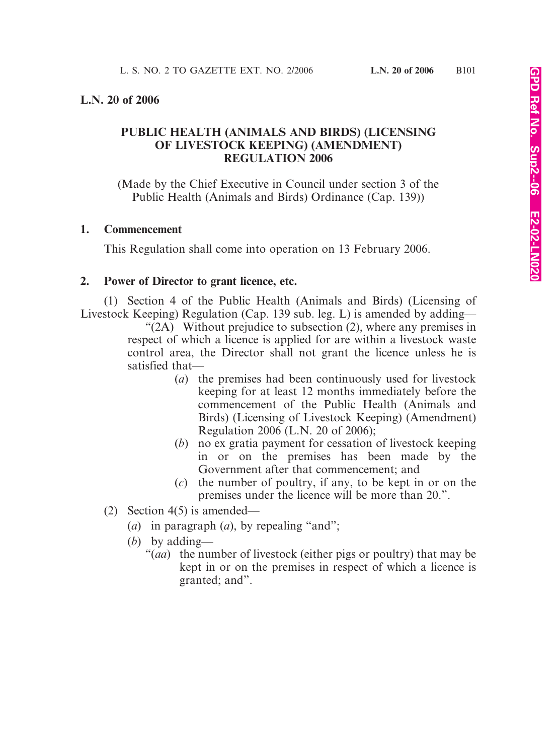# L.N. 20 of 2006

## PUBLIC HEALTH (ANIMALS AND BIRDS) (LICENSING OF LIVESTOCK KEEPING) (AMENDMENT) REGULATION 2006

(Made by the Chief Executive in Council under section 3 of the Public Health (Animals and Birds) Ordinance (Cap. 139))

### 1. Commencement

This Regulation shall come into operation on 13 February 2006.

### 2. Power of Director to grant licence, etc.

(1) Section 4 of the Public Health (Animals and Birds) (Licensing of Livestock Keeping) Regulation (Cap. 139 sub. leg. L) is amended by adding—

"(2A) Without prejudice to subsection (2), where any premises in respect of which a licence is applied for are within a livestock waste control area, the Director shall not grant the licence unless he is satisfied that—

(*a*) the premises had been continuously used for livestock keeping for at least 12 months immediately before the commencement of the Public Health (Animals and Birds) (Licensing of Livestock Keeping) (Amendment) Regulation 2006 (L.N. 20 of 2006);

(*b*) no ex gratia payment for cessation of livestock keeping in or on the premises has been made by the Government after that commencement; and

(*c*) the number of poultry, if any, to be kept in or on the premises under the licence will be more than 20.".

(2) Section 4(5) is amended—

(*a*) in paragraph (*a*), by repealing "and";

(*b*) by adding—

"(*aa*) the number of livestock (either pigs or poultry) that may be kept in or on the premises in respect of which a licence is granted; and".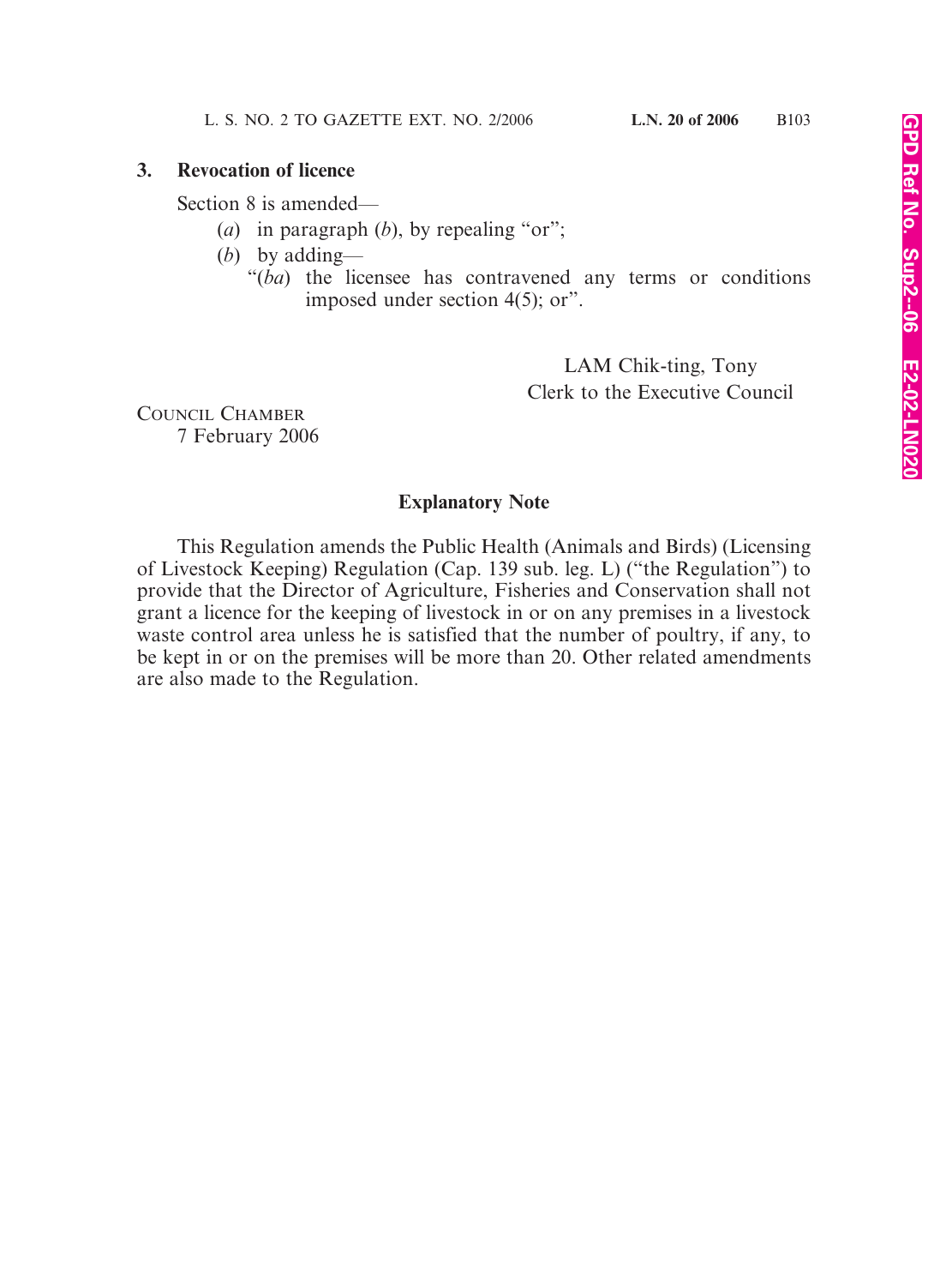### 3. Revocation of licence

Section 8 is amended—

(*a*) in paragraph (*b*), by repealing "or";

(*b*) by adding—

"(*ba*) the licensee has contravened any terms or conditions imposed under section 4(5); or".

LAM Chik-ting, Tony
Clerk to the Executive Council

COUNCIL CHAMBER
7 February 2006

## Explanatory Note

This Regulation amends the Public Health (Animals and Birds) (Licensing of Livestock Keeping) Regulation (Cap. 139 sub. leg. L) ("the Regulation") to provide that the Director of Agriculture, Fisheries and Conservation shall not grant a licence for the keeping of livestock in or on any premises in a livestock waste control area unless he is satisfied that the number of poultry, if any, to be kept in or on the premises will be more than 20. Other related amendments are also made to the Regulation.